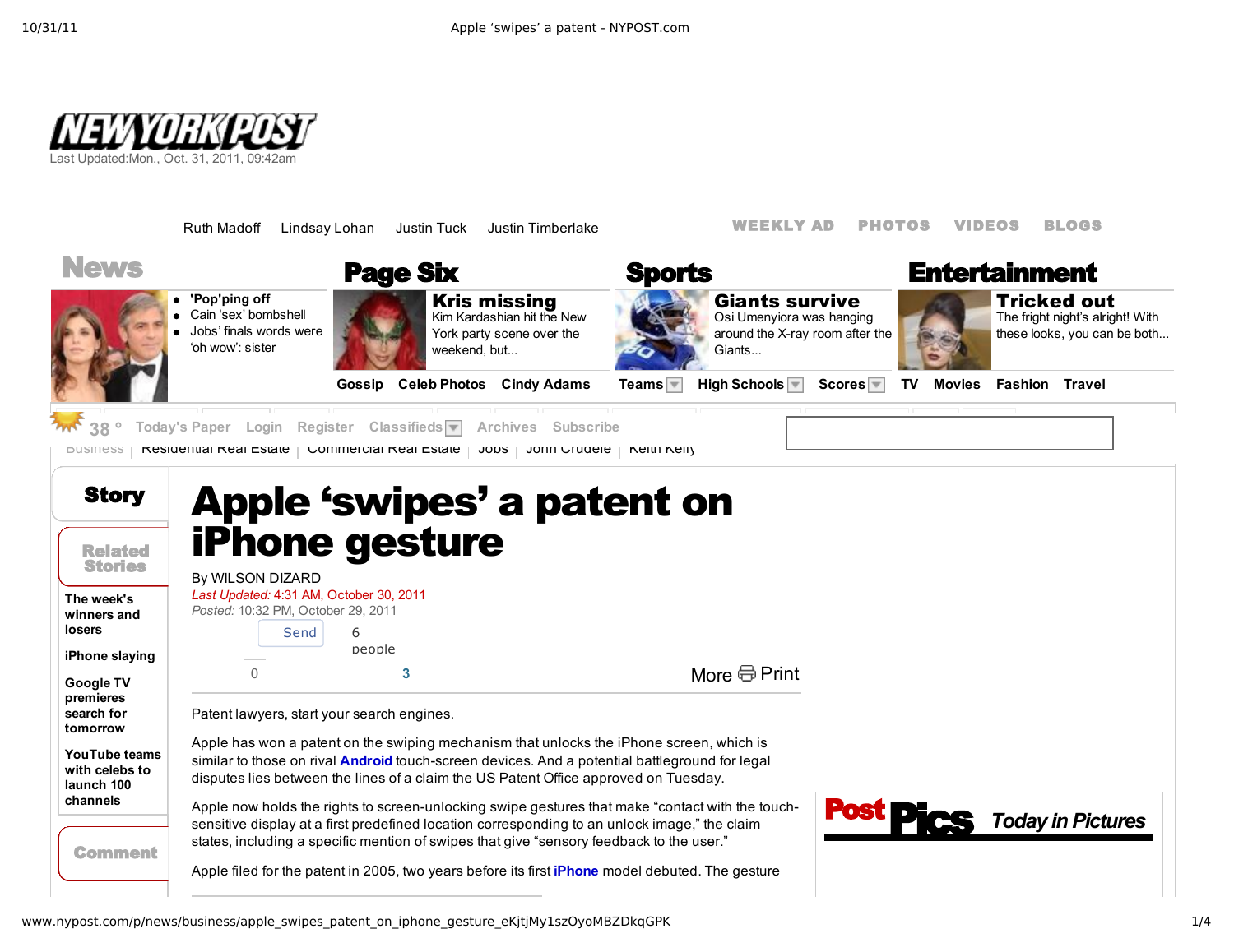# Apple 'swipes' a patent on iPhone gesture

By WILSON DIZARD

*Last Updated:* 4:31 AM, October 30, 2011

*Posted:* 10:32 PM, October 29, 2011

Patent lawyers, start your search engines.

Apple has won a patent on the swiping mechanism that unlocks the iPhone screen, which is similar to those on rival **Android** touch-screen devices. And a potential battleground for legal disputes lies between the lines of a claim the US Patent Office approved on Tuesday.

Apple now holds the rights to screen-unlocking swipe gestures that make "contact with the touch-sensitive display at a first predefined location corresponding to an unlock image," the claim states, including a specific mention of swipes that give "sensory feedback to the user."

Apple filed for the patent in 2005, two years before its first **iPhone** model debuted. The gesture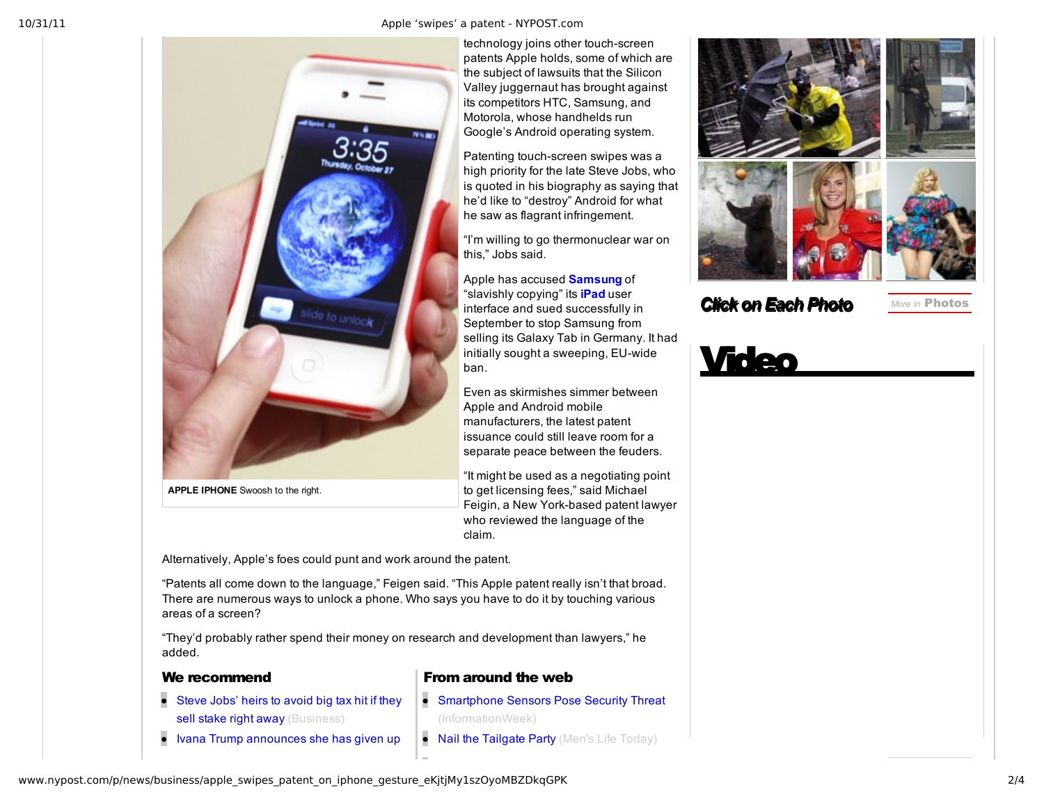technology joins other touch-screen patents Apple holds, some of which are the subject of lawsuits that the Silicon Valley juggernaut has brought against its competitors HTC, Samsung, and Motorola, whose handhelds run Google's Android operating system.

**APPLE IPHONE** Swoosh to the right.

Patenting touch-screen swipes was a high priority for the late Steve Jobs, who is quoted in his biography as saying that he'd like to "destroy" Android for what he saw as flagrant infringement.

"I'm willing to go thermonuclear war on this," Jobs said.

Apple has accused **Samsung** of "slavishly copying" its **iPad** user interface and sued successfully in September to stop Samsung from selling its Galaxy Tab in Germany. It had initially sought a sweeping, EU-wide ban.

Even as skirmishes simmer between Apple and Android mobile manufacturers, the latest patent issuance could still leave room for a separate peace between the feuders.

"It might be used as a negotiating point to get licensing fees," said Michael Feigin, a New York-based patent lawyer who reviewed the language of the claim.

Alternatively, Apple's foes could punt and work around the patent.

"Patents all come down to the language," Feigen said. "This Apple patent really isn't that broad. There are numerous ways to unlock a phone. Who says you have to do it by touching various areas of a screen?

"They'd probably rather spend their money on research and development than lawyers," he added.

## We recommend

- Steve Jobs' heirs to avoid big tax hit if they sell stake right away (Business)
- Ivana Trump announces she has given up

## From around the web

- Smartphone Sensors Pose Security Threat (InformationWeek)
- Nail the Tailgate Party (Men's Life Today)

**Click on Each Photo**

More in **Photos**

## Video